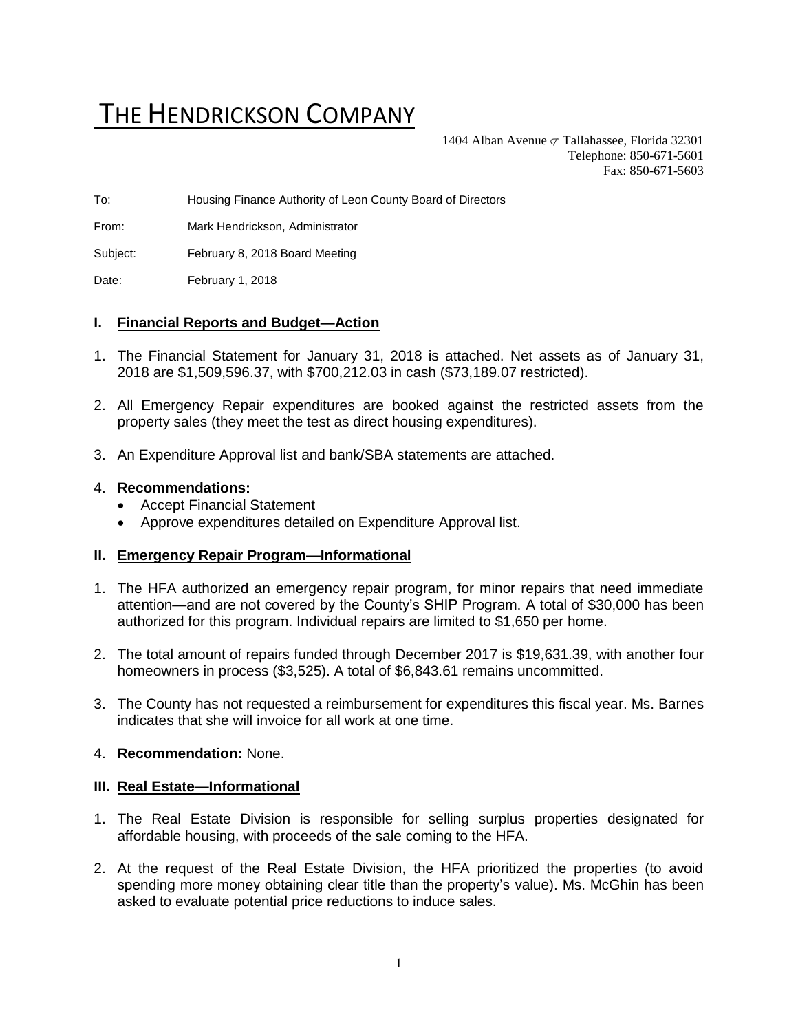# THE HENDRICKSON COMPANY

1404 Alban Avenue ⊄ Tallahassee, Florida 32301
Telephone: 850-671-5601
Fax: 850-671-5603

To: Housing Finance Authority of Leon County Board of Directors

From: Mark Hendrickson, Administrator

Subject: February 8, 2018 Board Meeting

Date: February 1, 2018

## I. Financial Reports and Budget—Action

1. The Financial Statement for January 31, 2018 is attached. Net assets as of January 31, 2018 are $1,509,596.37, with $700,212.03 in cash ($73,189.07 restricted).
2. All Emergency Repair expenditures are booked against the restricted assets from the property sales (they meet the test as direct housing expenditures).
3. An Expenditure Approval list and bank/SBA statements are attached.
4. **Recommendations:**
   - Accept Financial Statement
   - Approve expenditures detailed on Expenditure Approval list.

## II. Emergency Repair Program—Informational

1. The HFA authorized an emergency repair program, for minor repairs that need immediate attention—and are not covered by the County's SHIP Program. A total of $30,000 has been authorized for this program. Individual repairs are limited to $1,650 per home.
2. The total amount of repairs funded through December 2017 is $19,631.39, with another four homeowners in process ($3,525). A total of $6,843.61 remains uncommitted.
3. The County has not requested a reimbursement for expenditures this fiscal year. Ms. Barnes indicates that she will invoice for all work at one time.
4. **Recommendation:** None.

## III. Real Estate—Informational

1. The Real Estate Division is responsible for selling surplus properties designated for affordable housing, with proceeds of the sale coming to the HFA.
2. At the request of the Real Estate Division, the HFA prioritized the properties (to avoid spending more money obtaining clear title than the property's value). Ms. McGhin has been asked to evaluate potential price reductions to induce sales.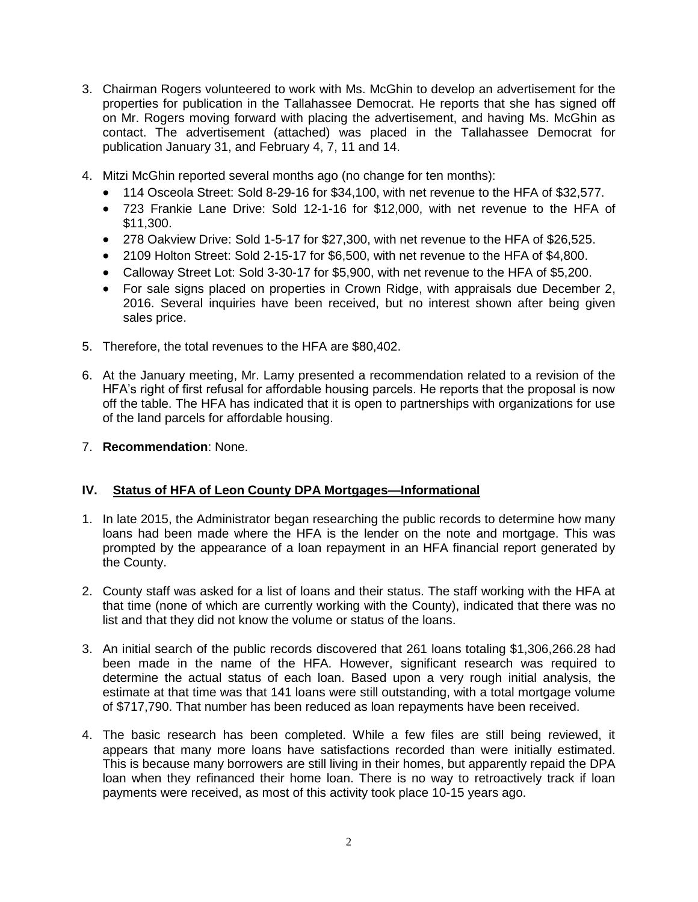3. Chairman Rogers volunteered to work with Ms. McGhin to develop an advertisement for the properties for publication in the Tallahassee Democrat. He reports that she has signed off on Mr. Rogers moving forward with placing the advertisement, and having Ms. McGhin as contact. The advertisement (attached) was placed in the Tallahassee Democrat for publication January 31, and February 4, 7, 11 and 14.

4. Mitzi McGhin reported several months ago (no change for ten months):
   - 114 Osceola Street: Sold 8-29-16 for $34,100, with net revenue to the HFA of $32,577.
   - 723 Frankie Lane Drive: Sold 12-1-16 for $12,000, with net revenue to the HFA of $11,300.
   - 278 Oakview Drive: Sold 1-5-17 for $27,300, with net revenue to the HFA of $26,525.
   - 2109 Holton Street: Sold 2-15-17 for $6,500, with net revenue to the HFA of $4,800.
   - Calloway Street Lot: Sold 3-30-17 for $5,900, with net revenue to the HFA of $5,200.
   - For sale signs placed on properties in Crown Ridge, with appraisals due December 2, 2016. Several inquiries have been received, but no interest shown after being given sales price.

5. Therefore, the total revenues to the HFA are $80,402.

6. At the January meeting, Mr. Lamy presented a recommendation related to a revision of the HFA's right of first refusal for affordable housing parcels. He reports that the proposal is now off the table. The HFA has indicated that it is open to partnerships with organizations for use of the land parcels for affordable housing.

7. **Recommendation**: None.

## IV. Status of HFA of Leon County DPA Mortgages—Informational

1. In late 2015, the Administrator began researching the public records to determine how many loans had been made where the HFA is the lender on the note and mortgage. This was prompted by the appearance of a loan repayment in an HFA financial report generated by the County.

2. County staff was asked for a list of loans and their status. The staff working with the HFA at that time (none of which are currently working with the County), indicated that there was no list and that they did not know the volume or status of the loans.

3. An initial search of the public records discovered that 261 loans totaling $1,306,266.28 had been made in the name of the HFA. However, significant research was required to determine the actual status of each loan. Based upon a very rough initial analysis, the estimate at that time was that 141 loans were still outstanding, with a total mortgage volume of $717,790. That number has been reduced as loan repayments have been received.

4. The basic research has been completed. While a few files are still being reviewed, it appears that many more loans have satisfactions recorded than were initially estimated. This is because many borrowers are still living in their homes, but apparently repaid the DPA loan when they refinanced their home loan. There is no way to retroactively track if loan payments were received, as most of this activity took place 10-15 years ago.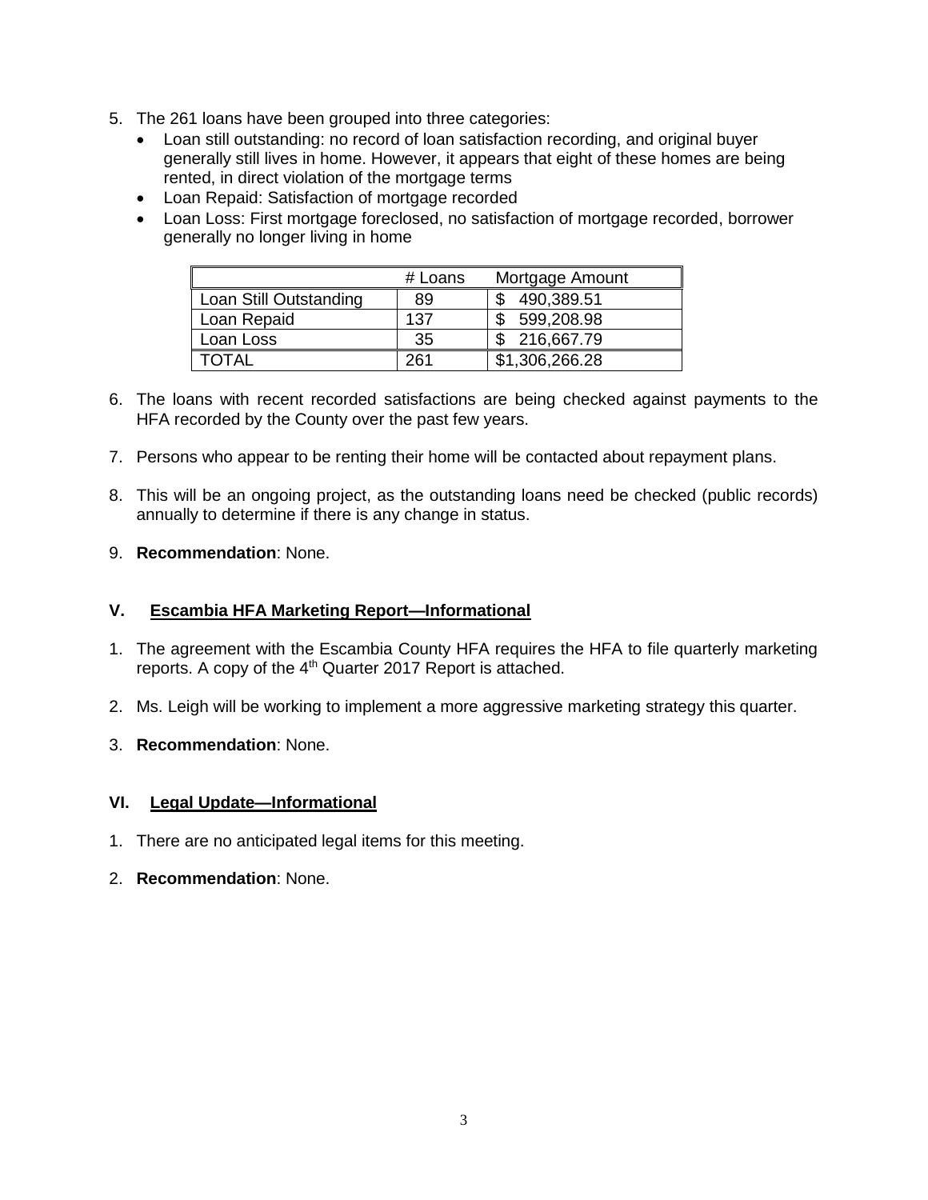5. The 261 loans have been grouped into three categories:
   - Loan still outstanding: no record of loan satisfaction recording, and original buyer generally still lives in home. However, it appears that eight of these homes are being rented, in direct violation of the mortgage terms
   - Loan Repaid: Satisfaction of mortgage recorded
   - Loan Loss: First mortgage foreclosed, no satisfaction of mortgage recorded, borrower generally no longer living in home

| | # Loans | Mortgage Amount |
|---|---|---|
| Loan Still Outstanding | 89 | $ 490,389.51 |
| Loan Repaid | 137 | $ 599,208.98 |
| Loan Loss | 35 | $ 216,667.79 |
| TOTAL | 261 | $1,306,266.28 |

6. The loans with recent recorded satisfactions are being checked against payments to the HFA recorded by the County over the past few years.

7. Persons who appear to be renting their home will be contacted about repayment plans.

8. This will be an ongoing project, as the outstanding loans need be checked (public records) annually to determine if there is any change in status.

9. **Recommendation**: None.

## V. Escambia HFA Marketing Report—Informational

1. The agreement with the Escambia County HFA requires the HFA to file quarterly marketing reports. A copy of the 4th Quarter 2017 Report is attached.

2. Ms. Leigh will be working to implement a more aggressive marketing strategy this quarter.

3. **Recommendation**: None.

## VI. Legal Update—Informational

1. There are no anticipated legal items for this meeting.

2. **Recommendation**: None.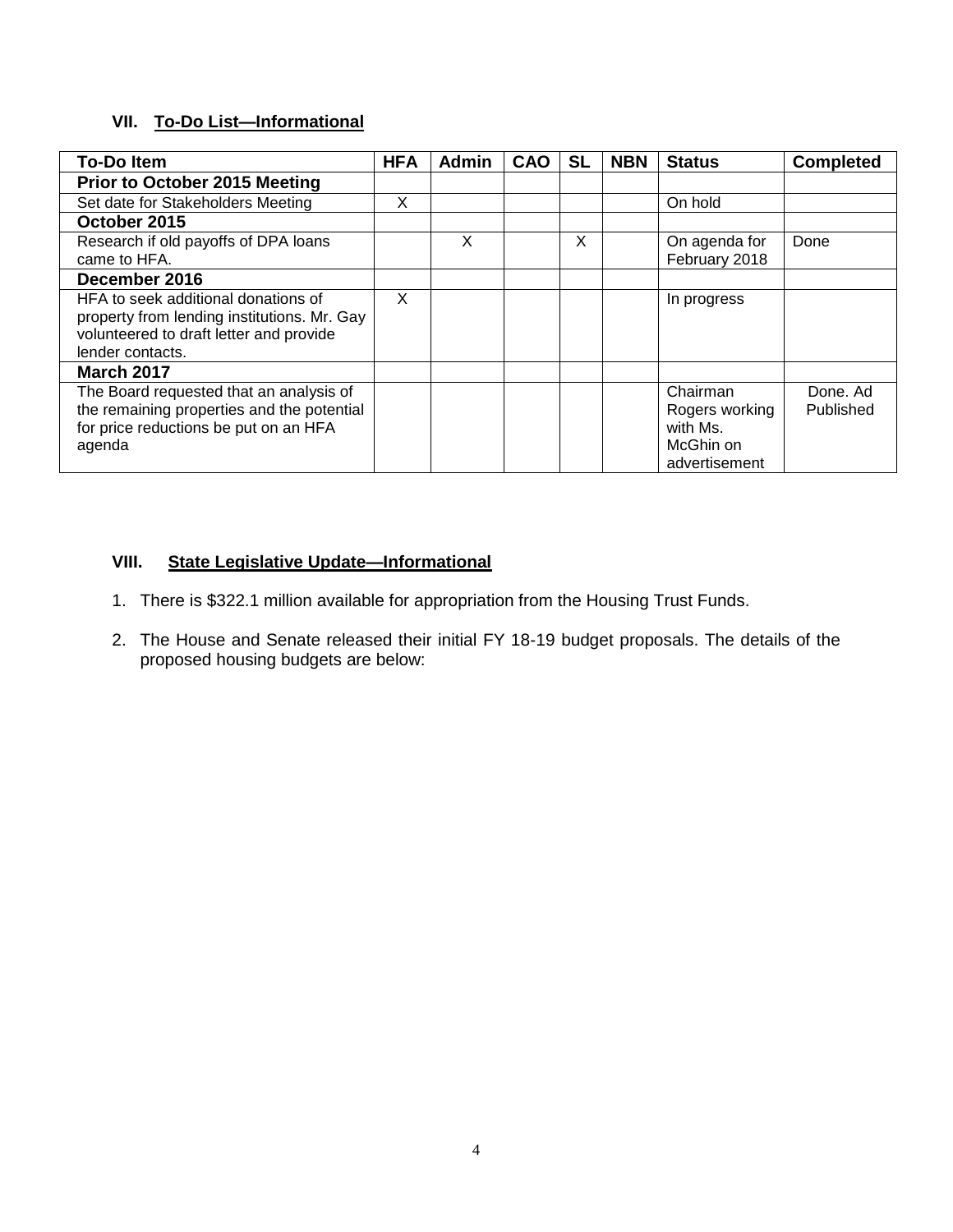## VII. To-Do List—Informational

| To-Do Item | HFA | Admin | CAO | SL | NBN | Status | Completed |
|---|---|---|---|---|---|---|---|
| **Prior to October 2015 Meeting** | | | | | | | |
| Set date for Stakeholders Meeting | X | | | | | On hold | |
| **October 2015** | | | | | | | |
| Research if old payoffs of DPA loans came to HFA. | | X | | X | | On agenda for February 2018 | Done |
| **December 2016** | | | | | | | |
| HFA to seek additional donations of property from lending institutions. Mr. Gay volunteered to draft letter and provide lender contacts. | X | | | | | In progress | |
| **March 2017** | | | | | | | |
| The Board requested that an analysis of the remaining properties and the potential for price reductions be put on an HFA agenda | | | | | | Chairman Rogers working with Ms. McGhin on advertisement | Done. Ad Published |

## VIII. State Legislative Update—Informational

1. There is $322.1 million available for appropriation from the Housing Trust Funds.
2. The House and Senate released their initial FY 18-19 budget proposals. The details of the proposed housing budgets are below: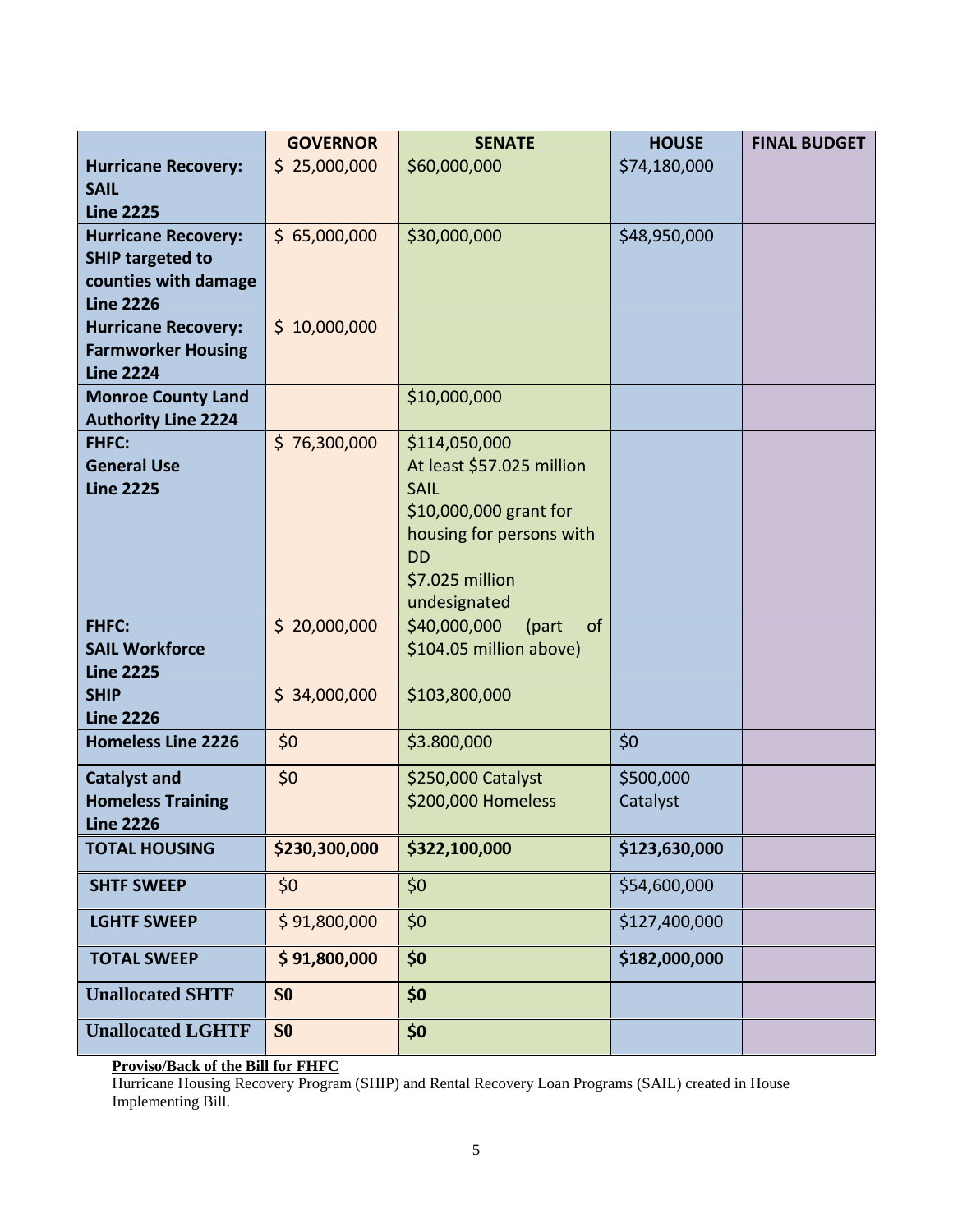| | GOVERNOR | SENATE | HOUSE | FINAL BUDGET |
|---|---|---|---|---|
| **Hurricane Recovery: SAIL Line 2225** | $ 25,000,000 | $60,000,000 | $74,180,000 | |
| **Hurricane Recovery: SHIP targeted to counties with damage Line 2226** | $ 65,000,000 | $30,000,000 | $48,950,000 | |
| **Hurricane Recovery: Farmworker Housing Line 2224** | $ 10,000,000 | | | |
| **Monroe County Land Authority Line 2224** | | $10,000,000 | | |
| **FHFC: General Use Line 2225** | $ 76,300,000 | $114,050,000 At least $57.025 million SAIL $10,000,000 grant for housing for persons with DD $7.025 million undesignated | | |
| **FHFC: SAIL Workforce Line 2225** | $ 20,000,000 | $40,000,000 (part of $104.05 million above) | | |
| **SHIP Line 2226** | $ 34,000,000 | $103,800,000 | | |
| **Homeless Line 2226** | $0 | $3.800,000 | $0 | |
| **Catalyst and Homeless Training Line 2226** | $0 | $250,000 Catalyst $200,000 Homeless | $500,000 Catalyst | |
| **TOTAL HOUSING** | **$230,300,000** | **$322,100,000** | **$123,630,000** | |
| **SHTF SWEEP** | $0 | $0 | $54,600,000 | |
| **LGHTF SWEEP** | $ 91,800,000 | $0 | $127,400,000 | |
| **TOTAL SWEEP** | **$ 91,800,000** | **$0** | **$182,000,000** | |
| **Unallocated SHTF** | **$0** | **$0** | | |
| **Unallocated LGHTF** | **$0** | **$0** | | |

**Proviso/Back of the Bill for FHFC**

Hurricane Housing Recovery Program (SHIP) and Rental Recovery Loan Programs (SAIL) created in House Implementing Bill.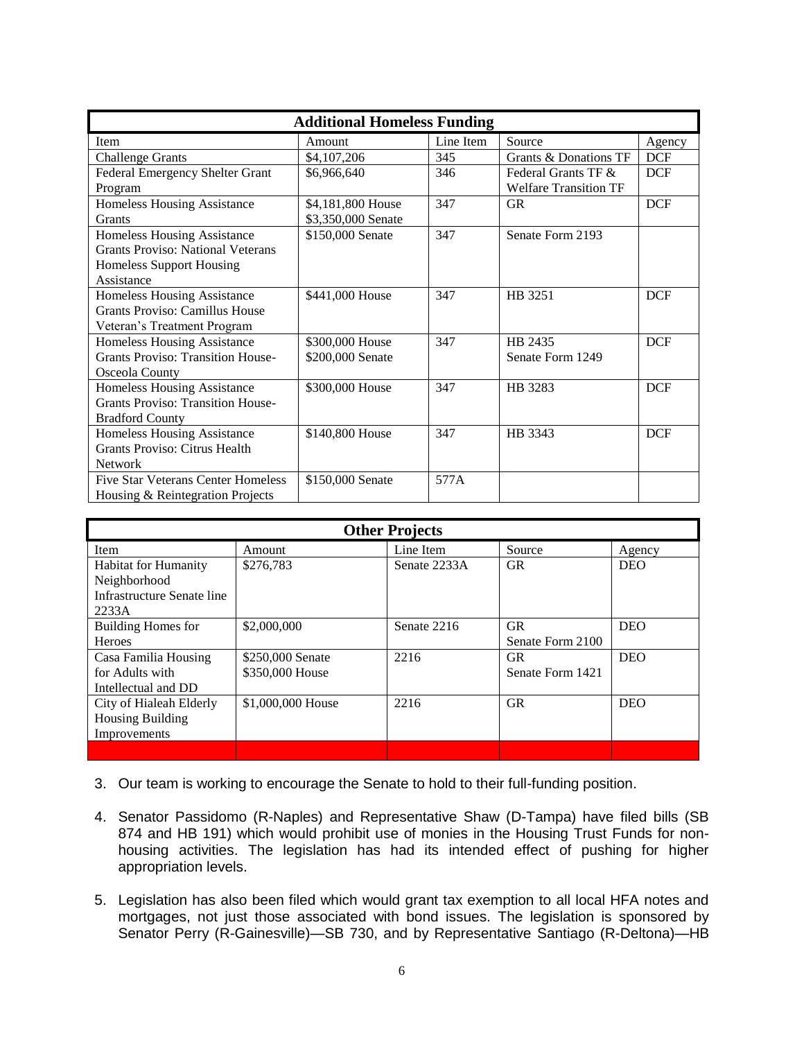| Additional Homeless Funding | | | | |
|---|---|---|---|---|
| Item | Amount | Line Item | Source | Agency |
| Challenge Grants | $4,107,206 | 345 | Grants & Donations TF | DCF |
| Federal Emergency Shelter Grant Program | $6,966,640 | 346 | Federal Grants TF & Welfare Transition TF | DCF |
| Homeless Housing Assistance Grants | $4,181,800 House<br>$3,350,000 Senate | 347 | GR | DCF |
| Homeless Housing Assistance Grants Proviso: National Veterans Homeless Support Housing Assistance | $150,000 Senate | 347 | Senate Form 2193 | |
| Homeless Housing Assistance Grants Proviso: Camillus House Veteran's Treatment Program | $441,000 House | 347 | HB 3251 | DCF |
| Homeless Housing Assistance Grants Proviso: Transition House-Osceola County | $300,000 House<br>$200,000 Senate | 347 | HB 2435<br>Senate Form 1249 | DCF |
| Homeless Housing Assistance Grants Proviso: Transition House-Bradford County | $300,000 House | 347 | HB 3283 | DCF |
| Homeless Housing Assistance Grants Proviso: Citrus Health Network | $140,800 House | 347 | HB 3343 | DCF |
| Five Star Veterans Center Homeless Housing & Reintegration Projects | $150,000 Senate | 577A | | |

| Other Projects | | | | |
|---|---|---|---|---|
| Item | Amount | Line Item | Source | Agency |
| Habitat for Humanity Neighborhood Infrastructure Senate line 2233A | $276,783 | Senate 2233A | GR | DEO |
| Building Homes for Heroes | $2,000,000 | Senate 2216 | GR<br>Senate Form 2100 | DEO |
| Casa Familia Housing for Adults with Intellectual and DD | $250,000 Senate<br>$350,000 House | 2216 | GR<br>Senate Form 1421 | DEO |
| City of Hialeah Elderly Housing Building Improvements | $1,000,000 House | 2216 | GR | DEO |
| | | | | |

3. Our team is working to encourage the Senate to hold to their full-funding position.

4. Senator Passidomo (R-Naples) and Representative Shaw (D-Tampa) have filed bills (SB 874 and HB 191) which would prohibit use of monies in the Housing Trust Funds for non-housing activities. The legislation has had its intended effect of pushing for higher appropriation levels.

5. Legislation has also been filed which would grant tax exemption to all local HFA notes and mortgages, not just those associated with bond issues. The legislation is sponsored by Senator Perry (R-Gainesville)—SB 730, and by Representative Santiago (R-Deltona)—HB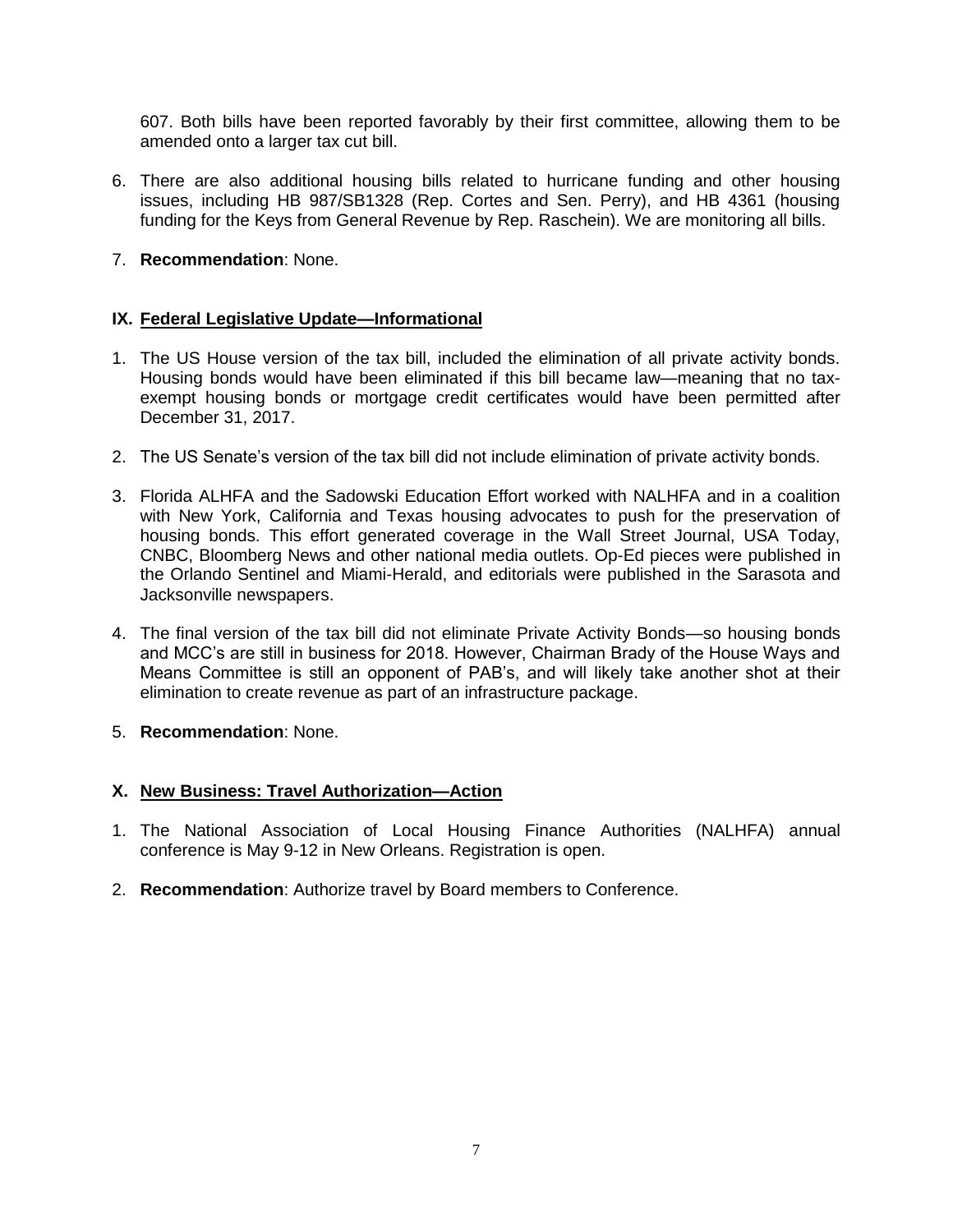607. Both bills have been reported favorably by their first committee, allowing them to be amended onto a larger tax cut bill.

6. There are also additional housing bills related to hurricane funding and other housing issues, including HB 987/SB1328 (Rep. Cortes and Sen. Perry), and HB 4361 (housing funding for the Keys from General Revenue by Rep. Raschein). We are monitoring all bills.

7. **Recommendation**: None.

## IX. Federal Legislative Update—Informational

1. The US House version of the tax bill, included the elimination of all private activity bonds. Housing bonds would have been eliminated if this bill became law—meaning that no tax-exempt housing bonds or mortgage credit certificates would have been permitted after December 31, 2017.

2. The US Senate's version of the tax bill did not include elimination of private activity bonds.

3. Florida ALHFA and the Sadowski Education Effort worked with NALHFA and in a coalition with New York, California and Texas housing advocates to push for the preservation of housing bonds. This effort generated coverage in the Wall Street Journal, USA Today, CNBC, Bloomberg News and other national media outlets. Op-Ed pieces were published in the Orlando Sentinel and Miami-Herald, and editorials were published in the Sarasota and Jacksonville newspapers.

4. The final version of the tax bill did not eliminate Private Activity Bonds—so housing bonds and MCC's are still in business for 2018. However, Chairman Brady of the House Ways and Means Committee is still an opponent of PAB's, and will likely take another shot at their elimination to create revenue as part of an infrastructure package.

5. **Recommendation**: None.

## X. New Business: Travel Authorization—Action

1. The National Association of Local Housing Finance Authorities (NALHFA) annual conference is May 9-12 in New Orleans. Registration is open.

2. **Recommendation**: Authorize travel by Board members to Conference.